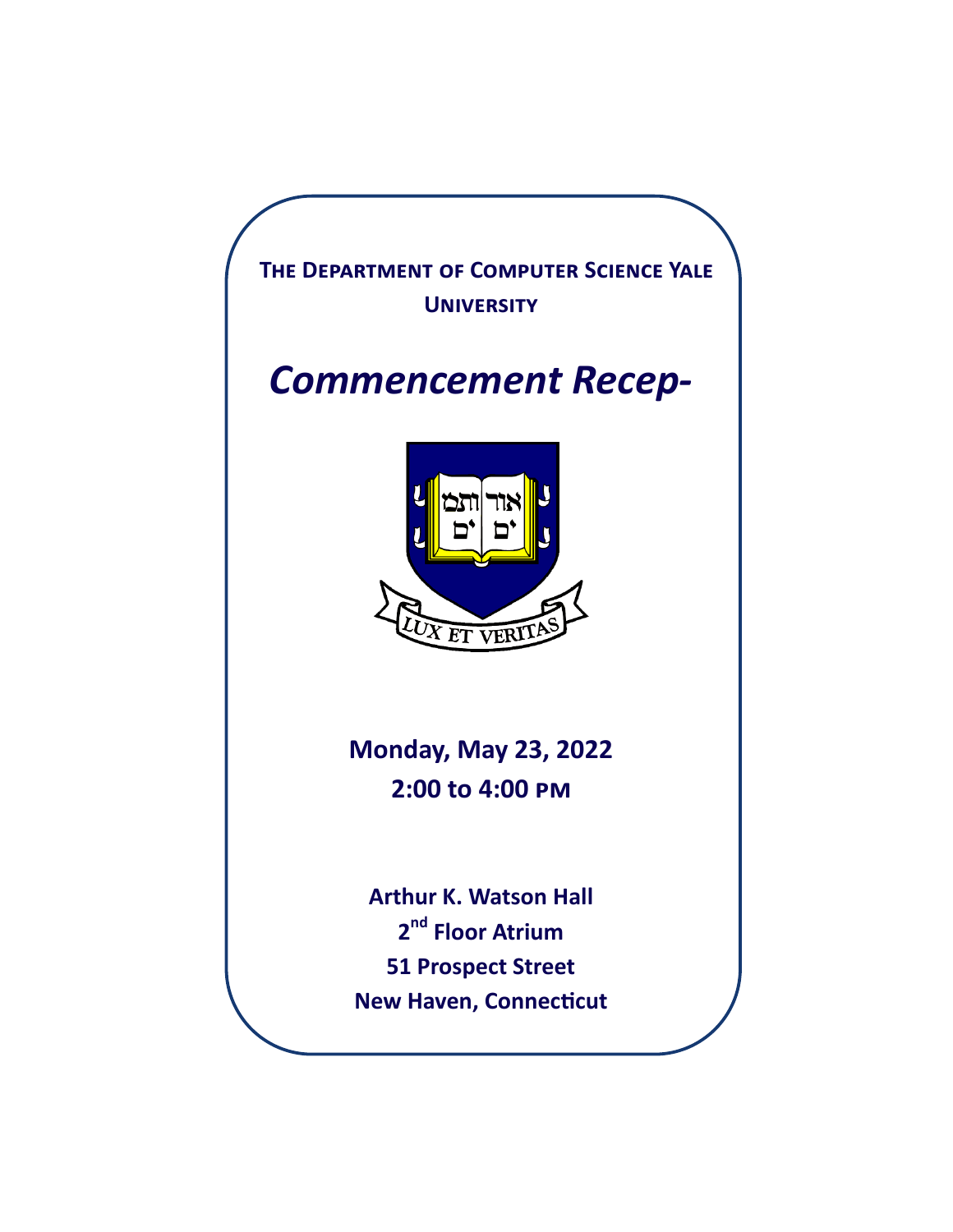**The Department of Computer Science Yale University**

# *Commencement Recep-*

**Monday, May 23, 2022**
**2:00 to 4:00 PM**

**Arthur K. Watson Hall**
**2nd Floor Atrium**
**51 Prospect Street**
**New Haven, Connecticut**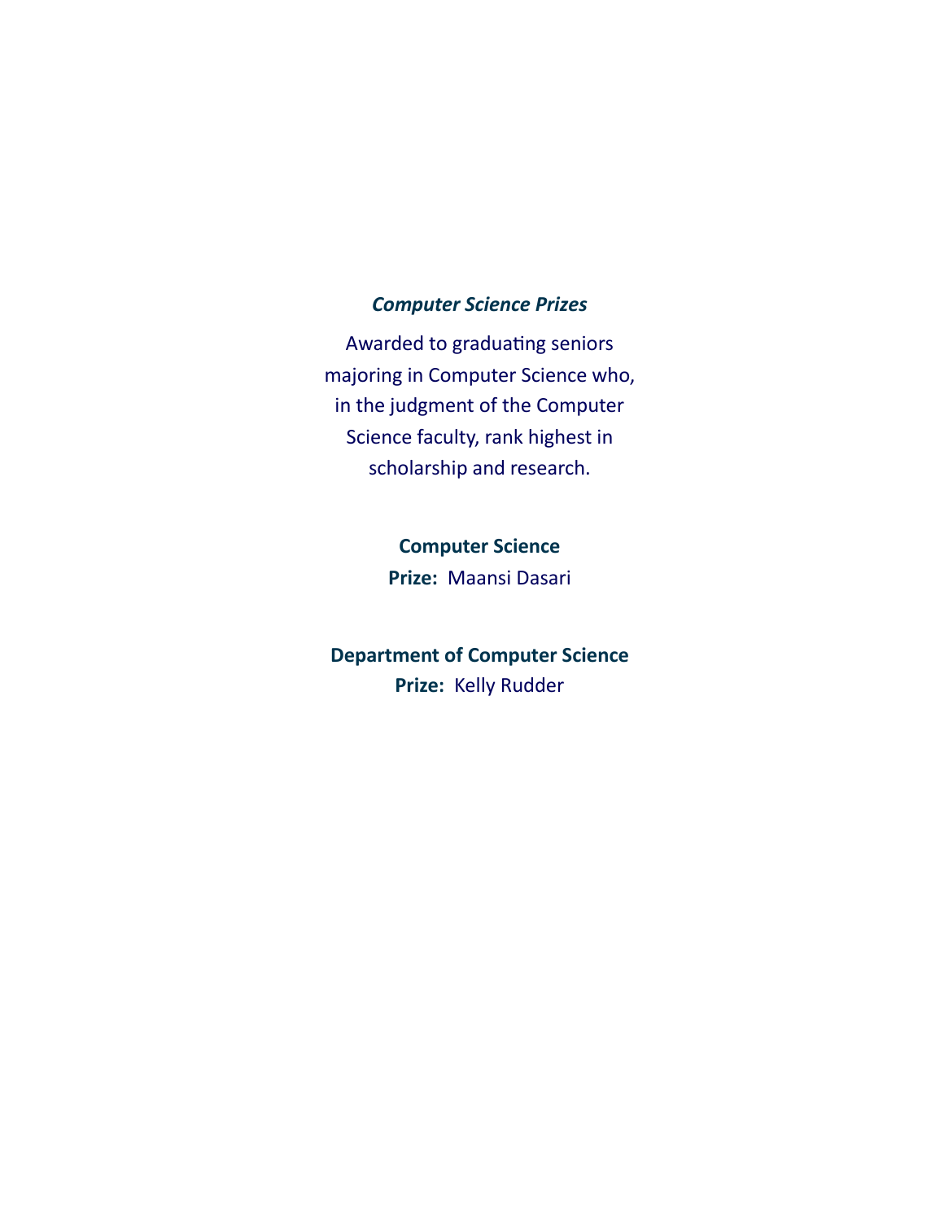## *Computer Science Prizes*

Awarded to graduating seniors majoring in Computer Science who, in the judgment of the Computer Science faculty, rank highest in scholarship and research.

**Computer Science**
**Prize:** Maansi Dasari

**Department of Computer Science**
**Prize:** Kelly Rudder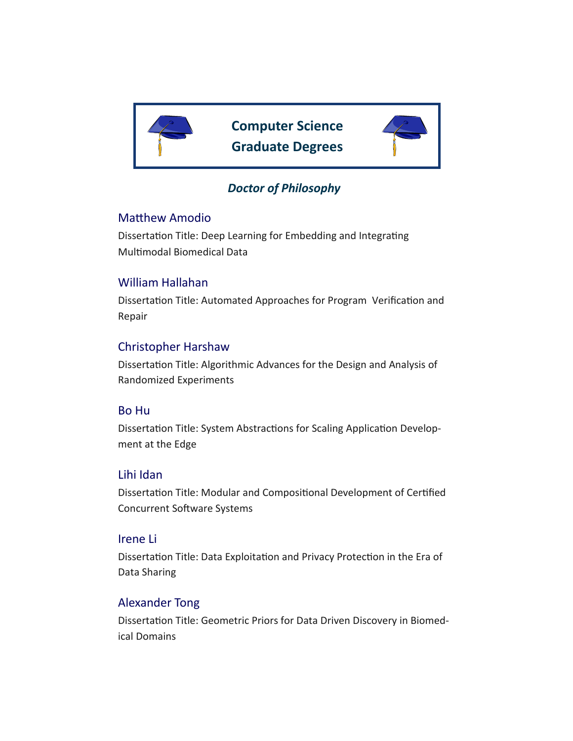# Computer Science Graduate Degrees

## *Doctor of Philosophy*

### Matthew Amodio

Dissertation Title: Deep Learning for Embedding and Integrating Multimodal Biomedical Data

### William Hallahan

Dissertation Title: Automated Approaches for Program Verification and Repair

### Christopher Harshaw

Dissertation Title: Algorithmic Advances for the Design and Analysis of Randomized Experiments

### Bo Hu

Dissertation Title: System Abstractions for Scaling Application Development at the Edge

### Lihi Idan

Dissertation Title: Modular and Compositional Development of Certified Concurrent Software Systems

### Irene Li

Dissertation Title: Data Exploitation and Privacy Protection in the Era of Data Sharing

### Alexander Tong

Dissertation Title: Geometric Priors for Data Driven Discovery in Biomedical Domains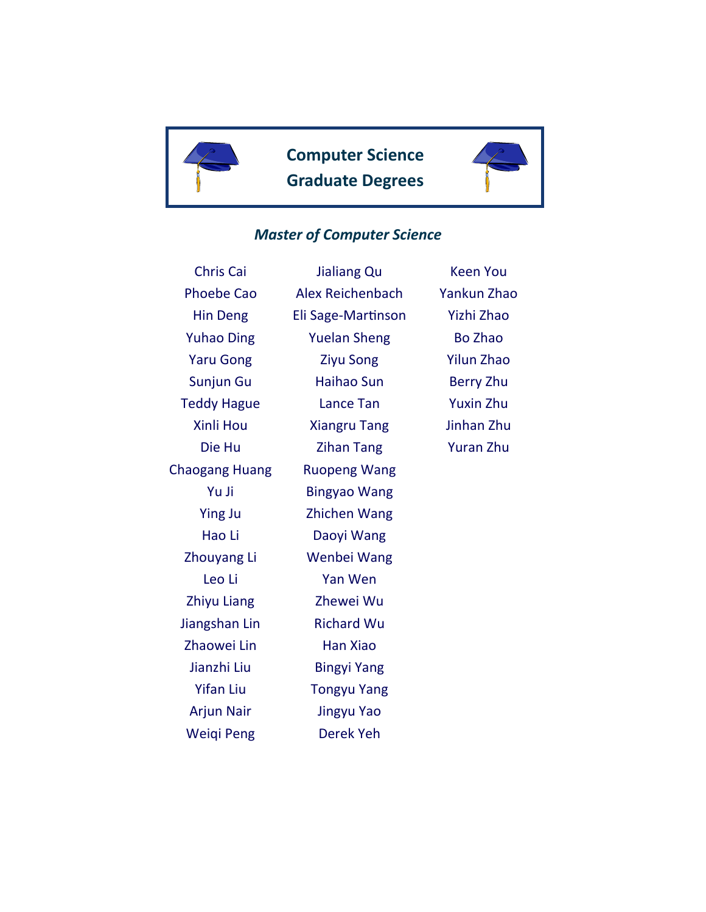# Computer Science Graduate Degrees

## *Master of Computer Science*

Chris Cai
Phoebe Cao
Hin Deng
Yuhao Ding
Yaru Gong
Sunjun Gu
Teddy Hague
Xinli Hou
Die Hu
Chaogang Huang
Yu Ji
Ying Ju
Hao Li
Zhouyang Li
Leo Li
Zhiyu Liang
Jiangshan Lin
Zhaowei Lin
Jianzhi Liu
Yifan Liu
Arjun Nair
Weiqi Peng
Jialiang Qu
Alex Reichenbach
Eli Sage-Martinson
Yuelan Sheng
Ziyu Song
Haihao Sun
Lance Tan
Xiangru Tang
Zihan Tang
Ruopeng Wang
Bingyao Wang
Zhichen Wang
Daoyi Wang
Wenbei Wang
Yan Wen
Zhewei Wu
Richard Wu
Han Xiao
Bingyi Yang
Tongyu Yang
Jingyu Yao
Derek Yeh
Keen You
Yankun Zhao
Yizhi Zhao
Bo Zhao
Yilun Zhao
Berry Zhu
Yuxin Zhu
Jinhan Zhu
Yuran Zhu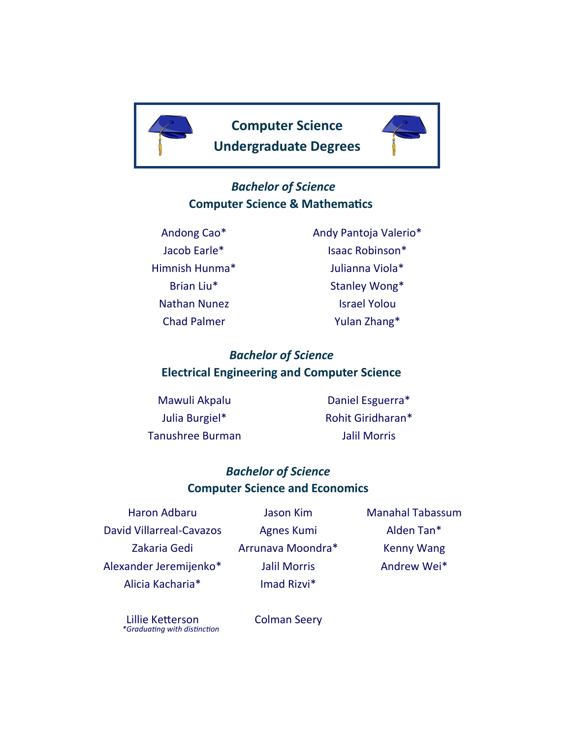# Computer Science Undergraduate Degrees

## *Bachelor of Science*
### Computer Science & Mathematics

Andong Cao*
Jacob Earle*
Himnish Hunma*
Brian Liu*
Nathan Nunez
Chad Palmer
Andy Pantoja Valerio*
Isaac Robinson*
Julianna Viola*
Stanley Wong*
Israel Yolou
Yulan Zhang*

## *Bachelor of Science*
### Electrical Engineering and Computer Science

Mawuli Akpalu
Julia Burgiel*
Tanushree Burman
Daniel Esguerra*
Rohit Giridharan*
Jalil Morris

## *Bachelor of Science*
### Computer Science and Economics

Haron Adbaru
David Villarreal-Cavazos
Zakaria Gedi
Alexander Jeremijenko*
Alicia Kacharia*
Lillie Ketterson
Jason Kim
Agnes Kumi
Arrunava Moondra*
Jalil Morris
Imad Rizvi*
Colman Seery
Manahal Tabassum
Alden Tan*
Kenny Wang
Andrew Wei*

*\*Graduating with distinction*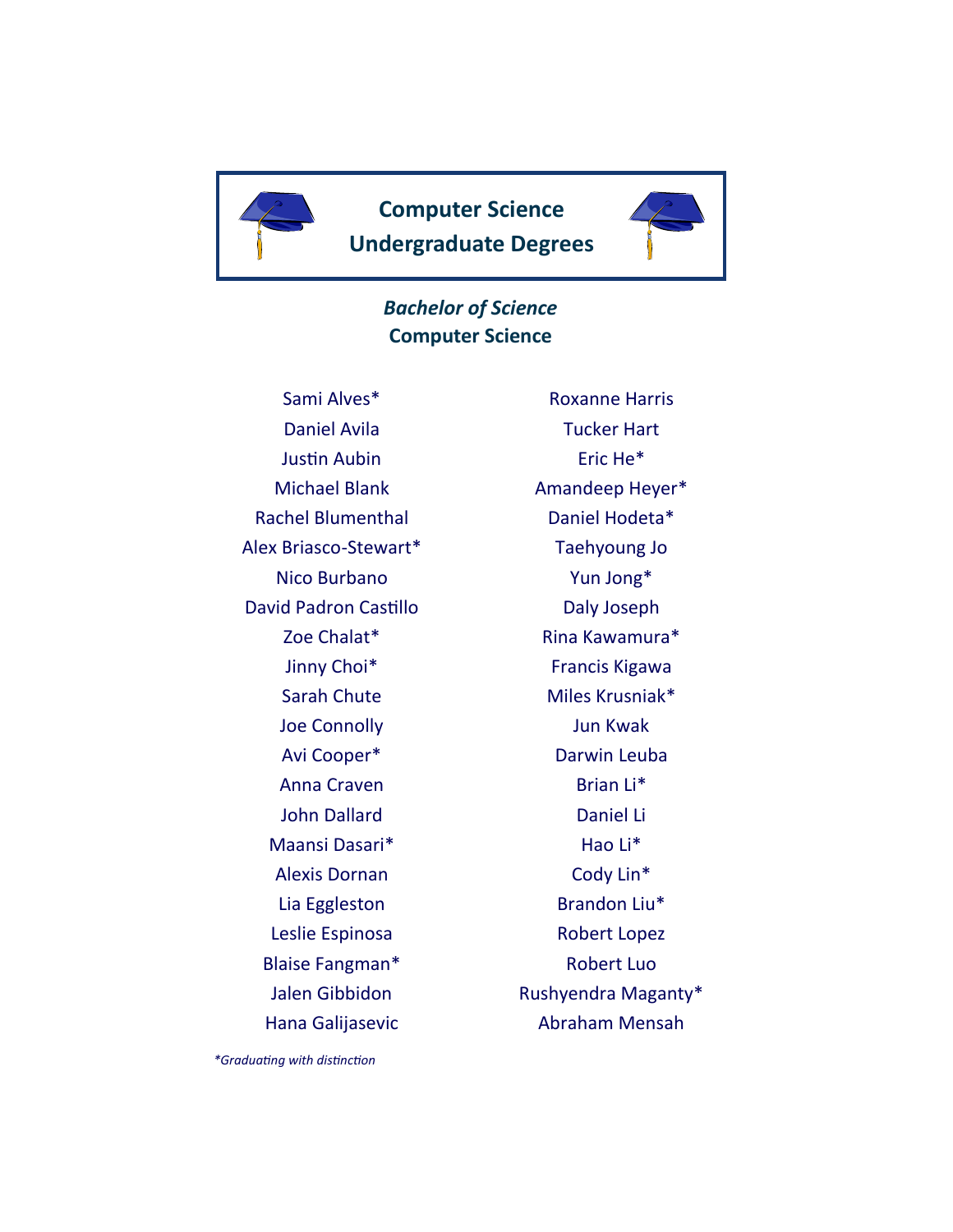# Computer Science Undergraduate Degrees

## *Bachelor of Science*
## Computer Science

Sami Alves*
Daniel Avila
Justin Aubin
Michael Blank
Rachel Blumenthal
Alex Briasco-Stewart*
Nico Burbano
David Padron Castillo
Zoe Chalat*
Jinny Choi*
Sarah Chute
Joe Connolly
Avi Cooper*
Anna Craven
John Dallard
Maansi Dasari*
Alexis Dornan
Lia Eggleston
Leslie Espinosa
Blaise Fangman*
Jalen Gibbidon
Hana Galijasevic
Roxanne Harris
Tucker Hart
Eric He*
Amandeep Heyer*
Daniel Hodeta*
Taehyoung Jo
Yun Jong*
Daly Joseph
Rina Kawamura*
Francis Kigawa
Miles Krusniak*
Jun Kwak
Darwin Leuba
Brian Li*
Daniel Li
Hao Li*
Cody Lin*
Brandon Liu*
Robert Lopez
Robert Luo
Rushyendra Maganty*
Abraham Mensah

*\*Graduating with distinction*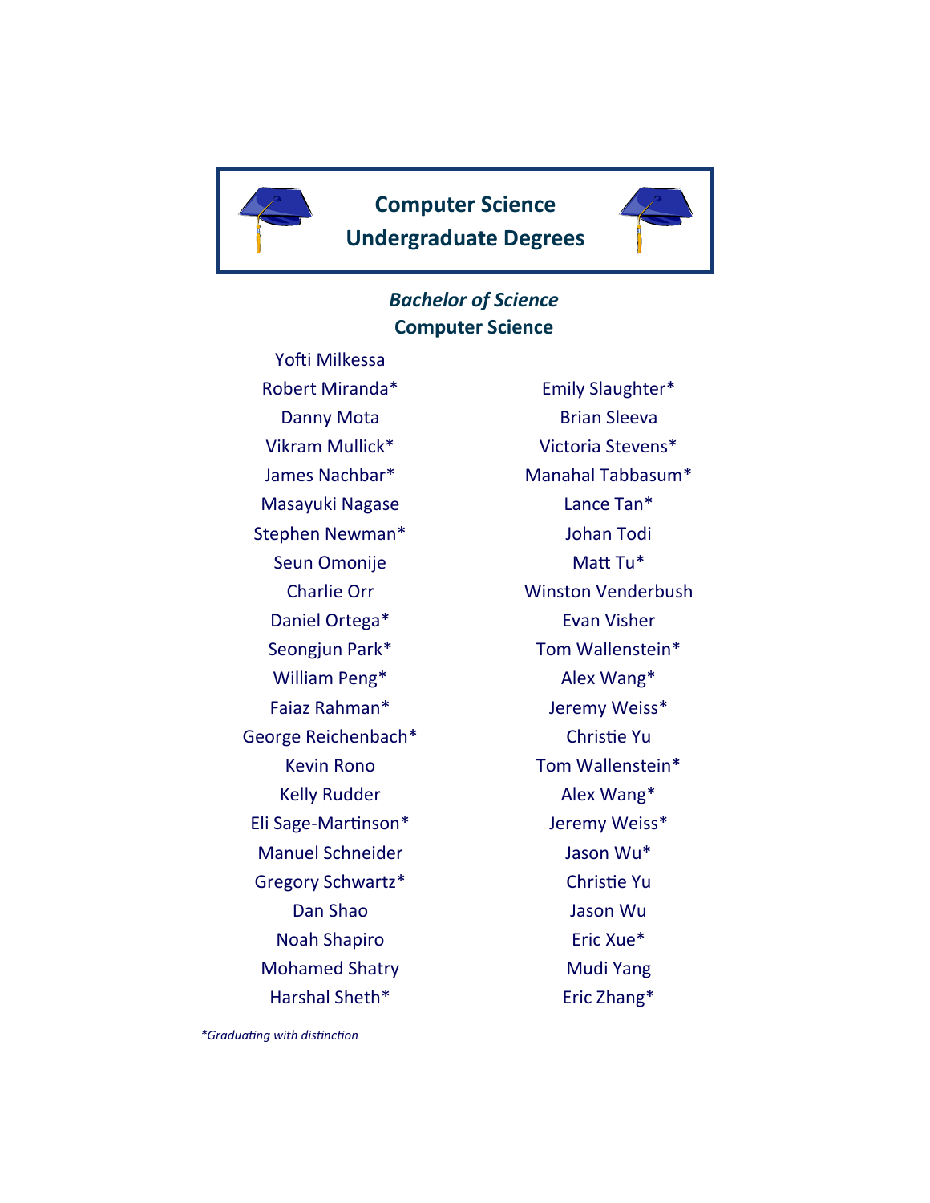# Computer Science Undergraduate Degrees

## *Bachelor of Science*
## Computer Science

Yofti Milkessa
Robert Miranda*
Danny Mota
Vikram Mullick*
James Nachbar*
Masayuki Nagase
Stephen Newman*
Seun Omonije
Charlie Orr
Daniel Ortega*
Seongjun Park*
William Peng*
Faiaz Rahman*
George Reichenbach*
Kevin Rono
Kelly Rudder
Eli Sage-Martinson*
Manuel Schneider
Gregory Schwartz*
Dan Shao
Noah Shapiro
Mohamed Shatry
Harshal Sheth*

Emily Slaughter*
Brian Sleeva
Victoria Stevens*
Manahal Tabbasum*
Lance Tan*
Johan Todi
Matt Tu*
Winston Venderbush
Evan Visher
Tom Wallenstein*
Alex Wang*
Jeremy Weiss*
Christie Yu
Tom Wallenstein*
Alex Wang*
Jeremy Weiss*
Jason Wu*
Christie Yu
Jason Wu
Eric Xue*
Mudi Yang
Eric Zhang*

*\*Graduating with distinction*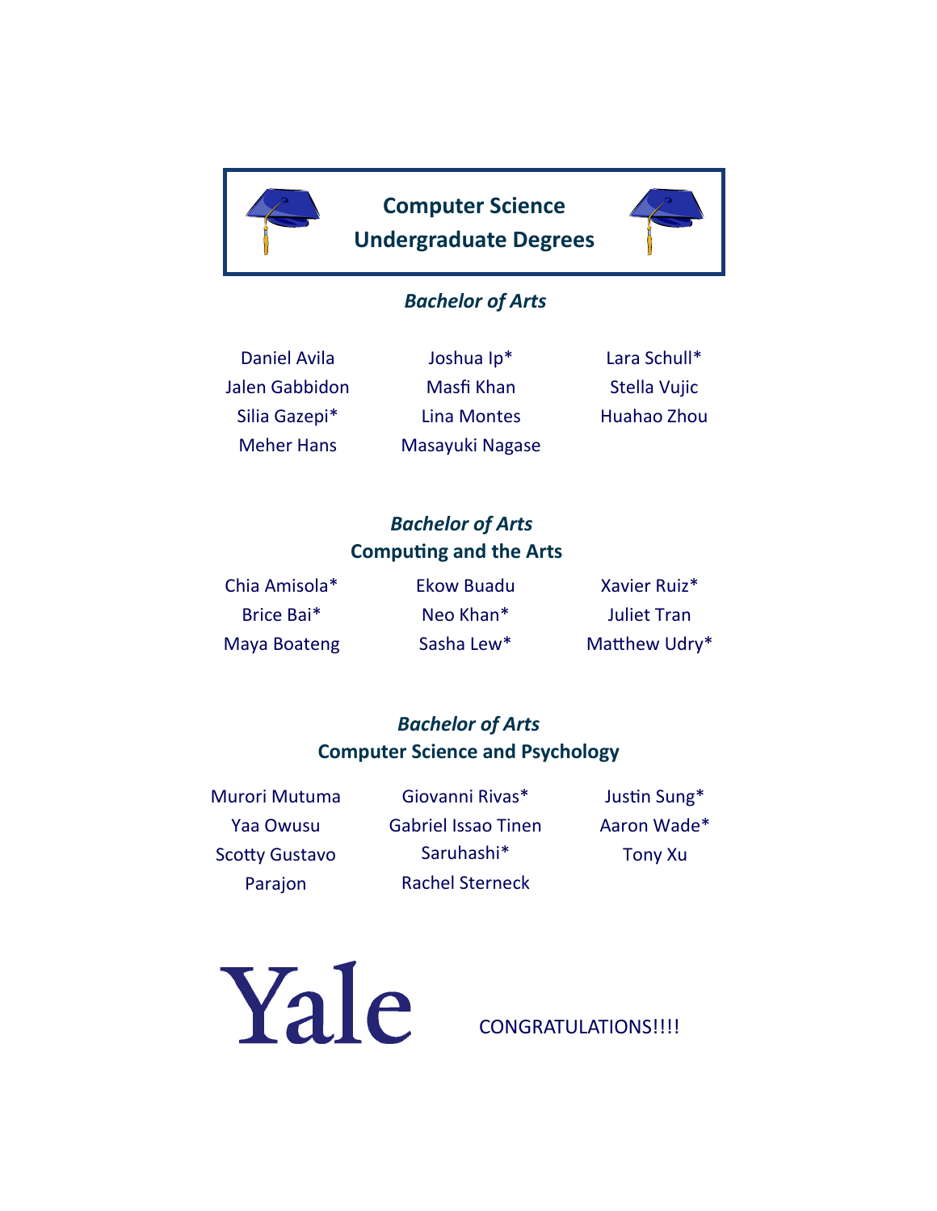# Computer Science Undergraduate Degrees

### *Bachelor of Arts*

Daniel Avila
Jalen Gabbidon
Silia Gazepi*
Meher Hans
Joshua Ip*
Masfi Khan
Lina Montes
Masayuki Nagase
Lara Schull*
Stella Vujic
Huahao Zhou

### *Bachelor of Arts*
### Computing and the Arts

Chia Amisola*
Brice Bai*
Maya Boateng
Ekow Buadu
Neo Khan*
Sasha Lew*
Xavier Ruiz*
Juliet Tran
Matthew Udry*

### *Bachelor of Arts*
### Computer Science and Psychology

Murori Mutuma
Yaa Owusu
Scotty Gustavo Parajon
Giovanni Rivas*
Gabriel Issao Tinen Saruhashi*
Rachel Sterneck
Justin Sung*
Aaron Wade*
Tony Xu

Yale

CONGRATULATIONS!!!!